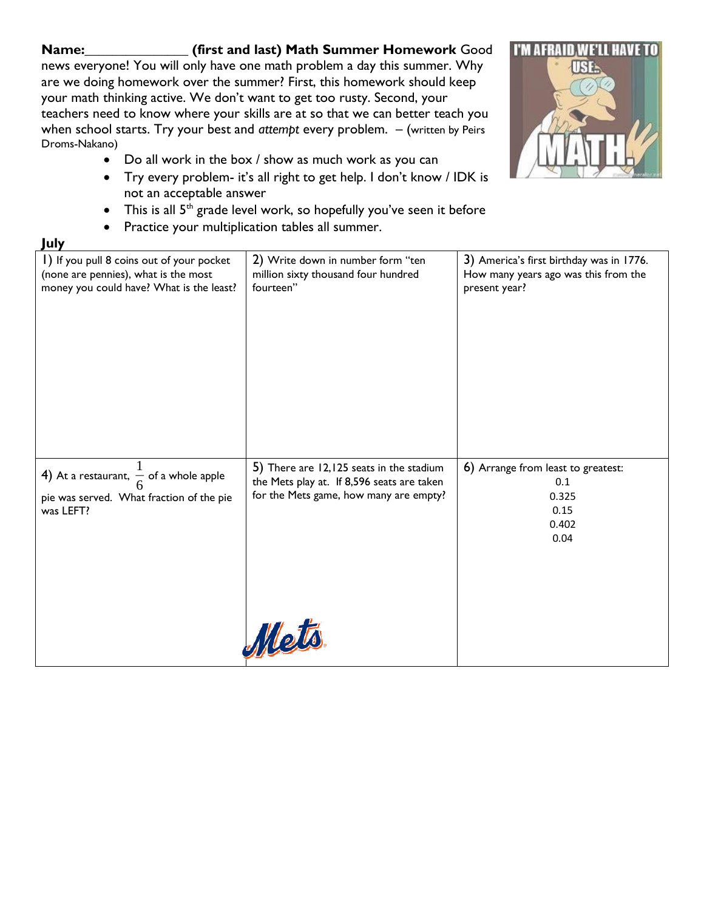**Name:______________ (first and last) Math Summer Homework** Good news everyone! You will only have one math problem a day this summer. Why are we doing homework over the summer? First, this homework should keep your math thinking active. We don't want to get too rusty. Second, your teachers need to know where your skills are at so that we can better teach you when school starts. Try your best and *attempt* every problem. – (written by Peirs Droms-Nakano)

- Do all work in the box / show as much work as you can
- Try every problem- it's all right to get help. I don't know / IDK is not an acceptable answer
- This is all 5th grade level work, so hopefully you've seen it before
- Practice your multiplication tables all summer.

**July**

| | | |
|---|---|---|
| 1) If you pull 8 coins out of your pocket (none are pennies), what is the most money you could have? What is the least? | 2) Write down in number form "ten million sixty thousand four hundred fourteen" | 3) America's first birthday was in 1776. How many years ago was this from the present year? |
| 4) At a restaurant, $\frac{1}{6}$ of a whole apple pie was served. What fraction of the pie was LEFT? | 5) There are 12,125 seats in the stadium the Mets play at. If 8,596 seats are taken for the Mets game, how many are empty? | 6) Arrange from least to greatest: 0.1, 0.325, 0.15, 0.402, 0.04 |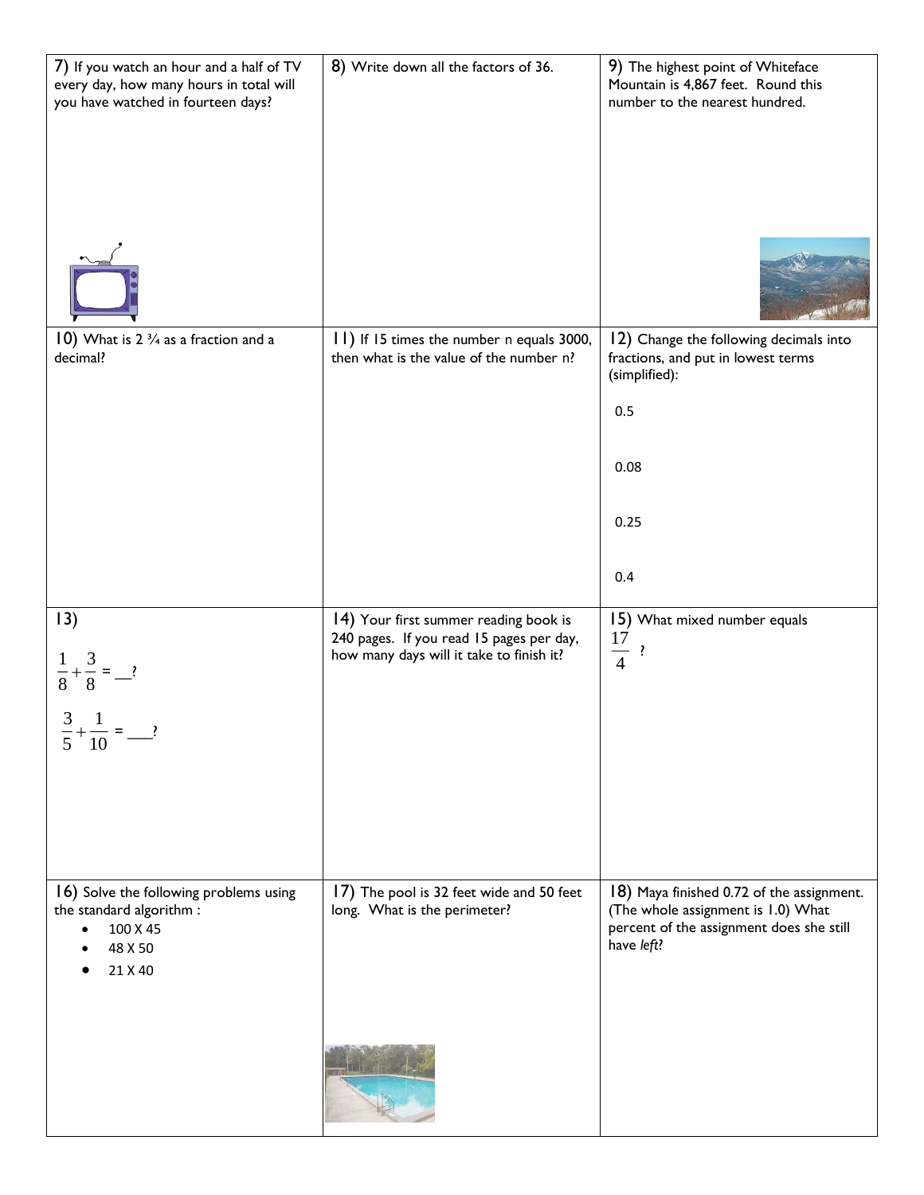7) If you watch an hour and a half of TV every day, how many hours in total will you have watched in fourteen days?

8) Write down all the factors of 36.

9) The highest point of Whiteface Mountain is 4,867 feet. Round this number to the nearest hundred.

10) What is 2 ¾ as a fraction and a decimal?

11) If 15 times the number n equals 3000, then what is the value of the number n?

12) Change the following decimals into fractions, and put in lowest terms (simplified):

0.5

0.08

0.25

0.4

13)

$\frac{1}{8}+\frac{3}{8}$ = \_\_?

$\frac{3}{5}+\frac{1}{10}$ = \_\_\_?

14) Your first summer reading book is 240 pages. If you read 15 pages per day, how many days will it take to finish it?

15) What mixed number equals $\frac{17}{4}$ ?

16) Solve the following problems using the standard algorithm :

- 100 X 45
- 48 X 50
- 21 X 40

17) The pool is 32 feet wide and 50 feet long. What is the perimeter?

18) Maya finished 0.72 of the assignment. (The whole assignment is 1.0) What percent of the assignment does she still have *left*?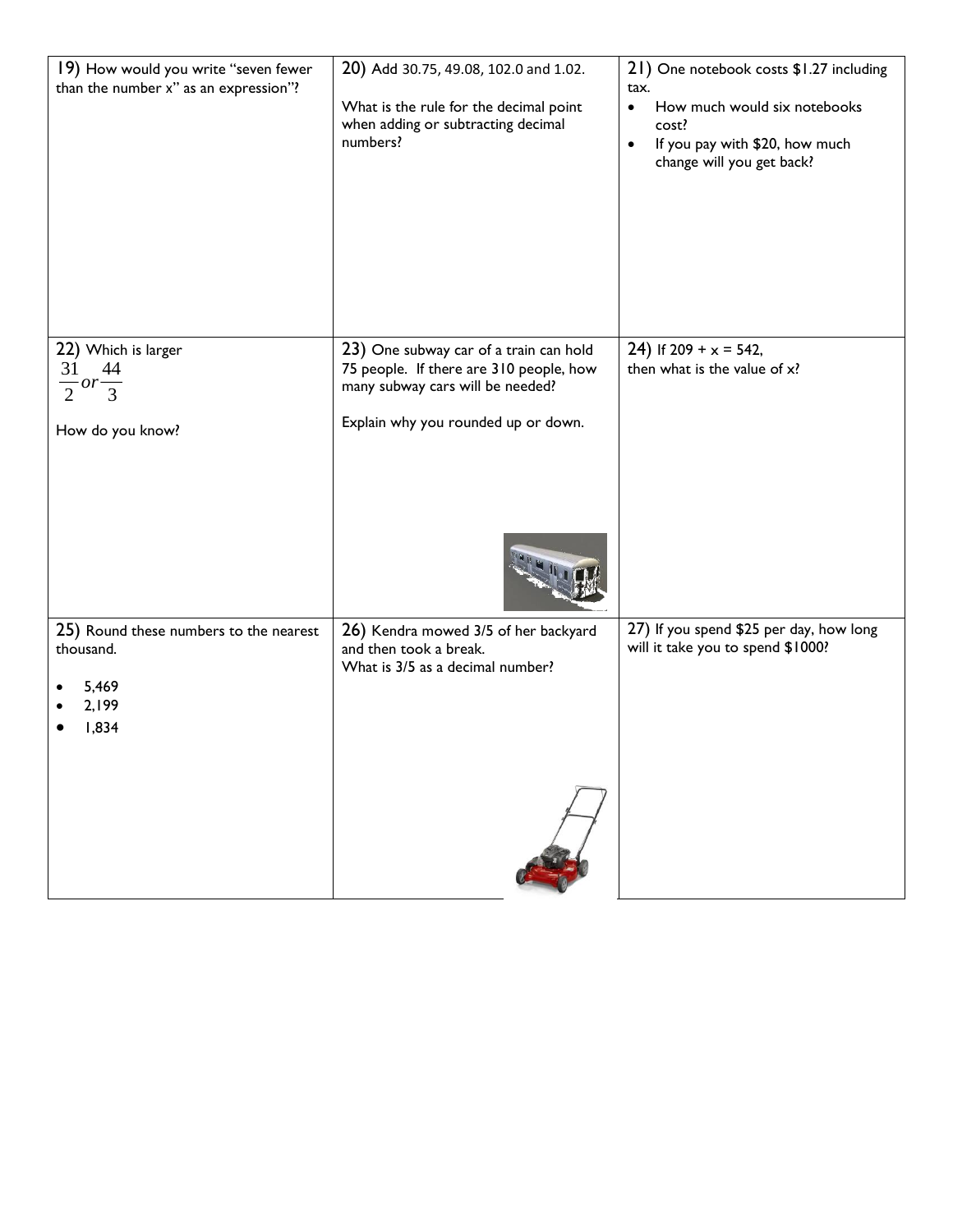| | | |
|---|---|---|
| 19) How would you write "seven fewer than the number x" as an expression"? | 20) Add 30.75, 49.08, 102.0 and 1.02.<br><br>What is the rule for the decimal point when adding or subtracting decimal numbers? | 21) One notebook costs $1.27 including tax.<br>• How much would six notebooks cost?<br>• If you pay with $20, how much change will you get back? |
| 22) Which is larger $\frac{31}{2} or \frac{44}{3}$<br><br>How do you know? | 23) One subway car of a train can hold 75 people. If there are 310 people, how many subway cars will be needed?<br><br>Explain why you rounded up or down. | 24) If 209 + x = 542, then what is the value of x? |
| 25) Round these numbers to the nearest thousand.<br>• 5,469<br>• 2,199<br>• 1,834 | 26) Kendra mowed 3/5 of her backyard and then took a break.<br>What is 3/5 as a decimal number? | 27) If you spend $25 per day, how long will it take you to spend $1000? |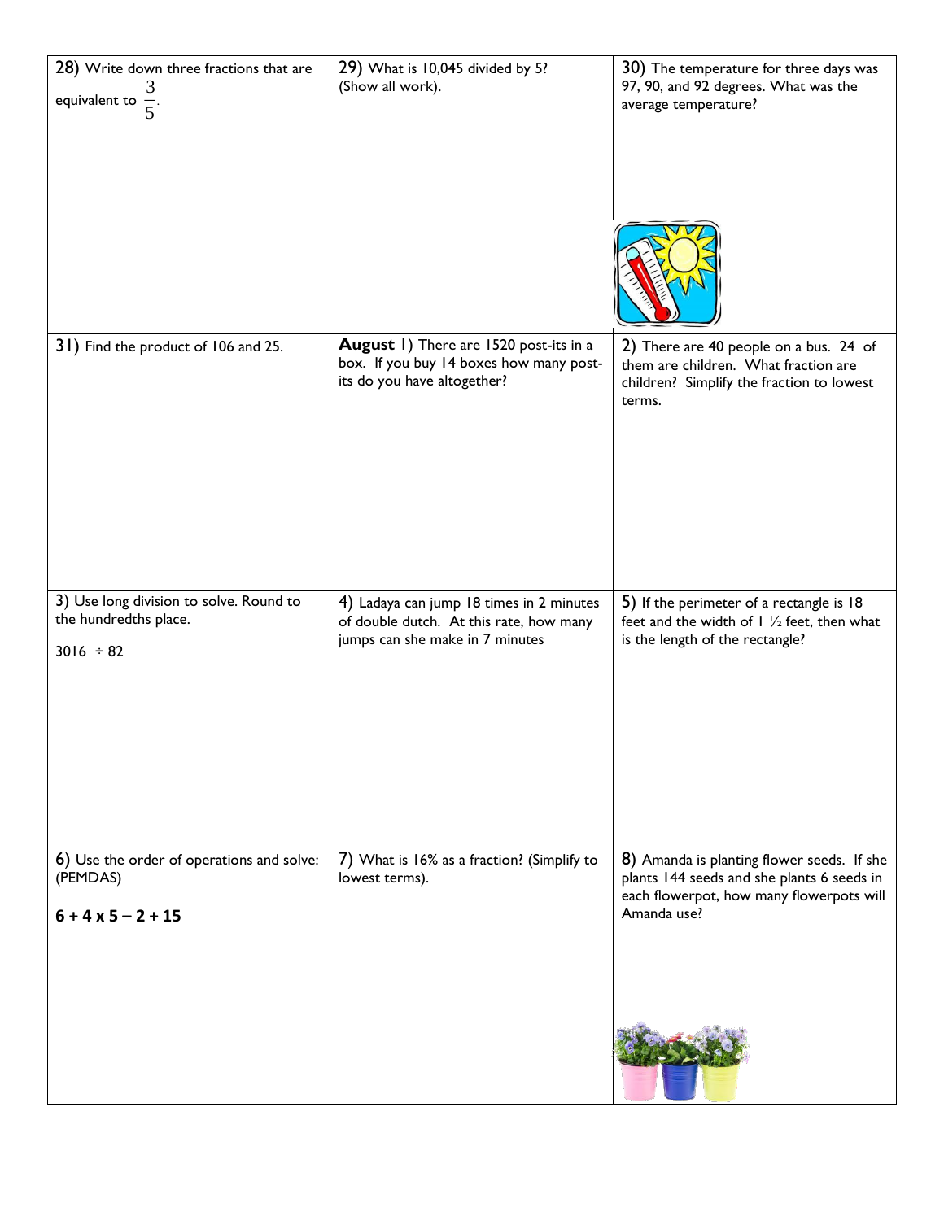28) Write down three fractions that are equivalent to $\frac{3}{5}$.

29) What is 10,045 divided by 5? (Show all work).

30) The temperature for three days was 97, 90, and 92 degrees. What was the average temperature?

31) Find the product of 106 and 25.

**August** 1) There are 1520 post-its in a box. If you buy 14 boxes how many post-its do you have altogether?

2) There are 40 people on a bus. 24 of them are children. What fraction are children? Simplify the fraction to lowest terms.

3) Use long division to solve. Round to the hundredths place.

$3016 \div 82$

4) Ladaya can jump 18 times in 2 minutes of double dutch. At this rate, how many jumps can she make in 7 minutes

5) If the perimeter of a rectangle is 18 feet and the width of 1 ½ feet, then what is the length of the rectangle?

6) Use the order of operations and solve: (PEMDAS)

**6 + 4 x 5 – 2 + 15**

7) What is 16% as a fraction? (Simplify to lowest terms).

8) Amanda is planting flower seeds. If she plants 144 seeds and she plants 6 seeds in each flowerpot, how many flowerpots will Amanda use?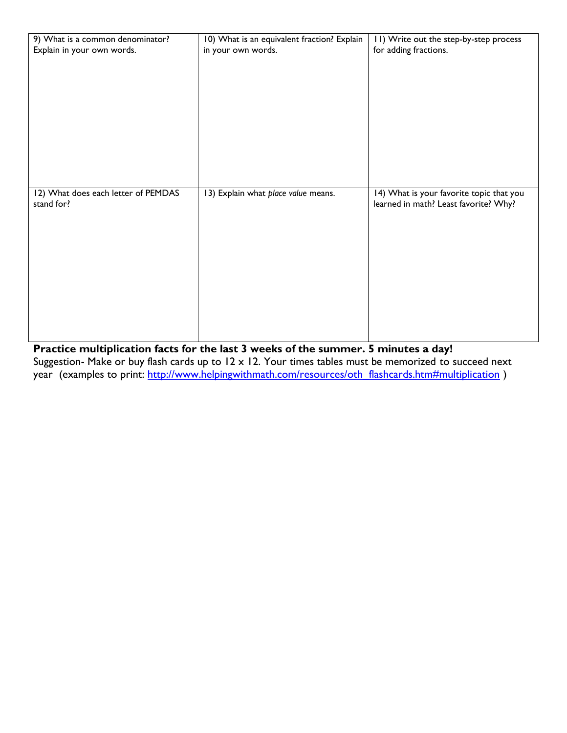| | | |
|---|---|---|
| 9) What is a common denominator? Explain in your own words. | 10) What is an equivalent fraction? Explain in your own words. | 11) Write out the step-by-step process for adding fractions. |
| 12) What does each letter of PEMDAS stand for? | 13) Explain what *place value* means. | 14) What is your favorite topic that you learned in math? Least favorite? Why? |

**Practice multiplication facts for the last 3 weeks of the summer. 5 minutes a day!**
Suggestion- Make or buy flash cards up to 12 x 12. Your times tables must be memorized to succeed next year (examples to print: http://www.helpingwithmath.com/resources/oth_flashcards.htm#multiplication )